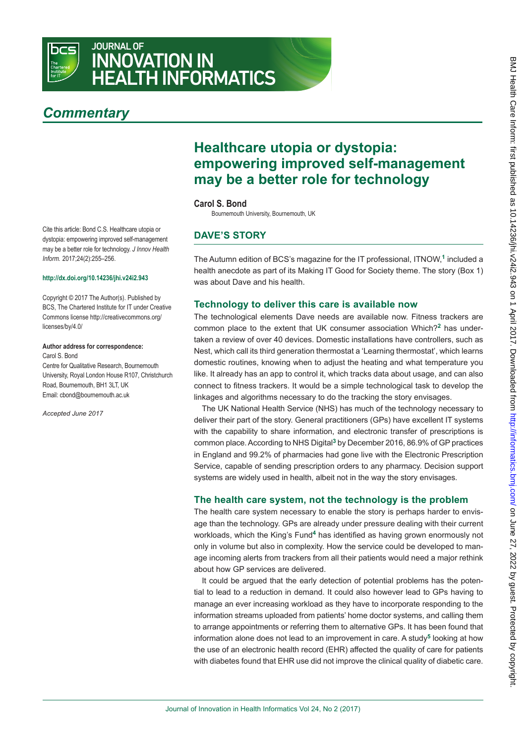# Healthcare utopia or dystopia: empowering improved self-management may be a better role for technology

**Carol S. Bond**

Bournemouth University, Bournemouth, UK

Cite this article: Bond C.S. Healthcare utopia or dystopia: empowering improved self-management may be a better role for technology. *J Innov Health Inform.* 2017;24(2):255–256.

**http://dx.doi.org/10.14236/jhi.v24i2.943**

Copyright © 2017 The Author(s). Published by BCS, The Chartered Institute for IT under Creative Commons license http://creativecommons.org/licenses/by/4.0/

**Author address for correspondence:**
Carol S. Bond
Centre for Qualitative Research, Bournemouth University, Royal London House R107, Christchurch Road, Bournemouth, BH1 3LT, UK
Email: cbond@bournemouth.ac.uk

*Accepted June 2017*

## DAVE'S STORY

The Autumn edition of BCS's magazine for the IT professional, ITNOW,[1] included a health anecdote as part of its Making IT Good for Society theme. The story (Box 1) was about Dave and his health.

### Technology to deliver this care is available now

The technological elements Dave needs are available now. Fitness trackers are common place to the extent that UK consumer association Which?[2] has undertaken a review of over 40 devices. Domestic installations have controllers, such as Nest, which call its third generation thermostat a 'Learning thermostat', which learns domestic routines, knowing when to adjust the heating and what temperature you like. It already has an app to control it, which tracks data about usage, and can also connect to fitness trackers. It would be a simple technological task to develop the linkages and algorithms necessary to do the tracking the story envisages.

The UK National Health Service (NHS) has much of the technology necessary to deliver their part of the story. General practitioners (GPs) have excellent IT systems with the capability to share information, and electronic transfer of prescriptions is common place. According to NHS Digital[3] by December 2016, 86.9% of GP practices in England and 99.2% of pharmacies had gone live with the Electronic Prescription Service, capable of sending prescription orders to any pharmacy. Decision support systems are widely used in health, albeit not in the way the story envisages.

### The health care system, not the technology is the problem

The health care system necessary to enable the story is perhaps harder to envisage than the technology. GPs are already under pressure dealing with their current workloads, which the King's Fund[4] has identified as having grown enormously not only in volume but also in complexity. How the service could be developed to manage incoming alerts from trackers from all their patients would need a major rethink about how GP services are delivered.

It could be argued that the early detection of potential problems has the potential to lead to a reduction in demand. It could also however lead to GPs having to manage an ever increasing workload as they have to incorporate responding to the information streams uploaded from patients' home doctor systems, and calling them to arrange appointments or referring them to alternative GPs. It has been found that information alone does not lead to an improvement in care. A study[5] looking at how the use of an electronic health record (EHR) affected the quality of care for patients with diabetes found that EHR use did not improve the clinical quality of diabetic care.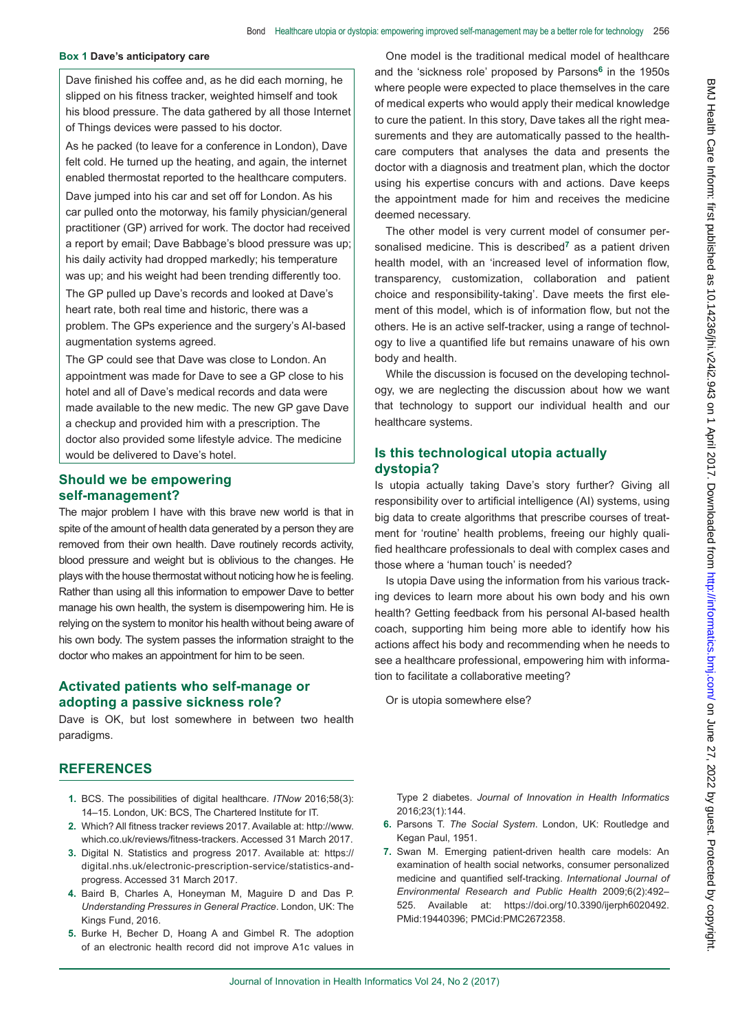**Box 1 Dave's anticipatory care**

Dave finished his coffee and, as he did each morning, he slipped on his fitness tracker, weighted himself and took his blood pressure. The data gathered by all those Internet of Things devices were passed to his doctor.

As he packed (to leave for a conference in London), Dave felt cold. He turned up the heating, and again, the internet enabled thermostat reported to the healthcare computers.

Dave jumped into his car and set off for London. As his car pulled onto the motorway, his family physician/general practitioner (GP) arrived for work. The doctor had received a report by email; Dave Babbage's blood pressure was up; his daily activity had dropped markedly; his temperature was up; and his weight had been trending differently too.

The GP pulled up Dave's records and looked at Dave's heart rate, both real time and historic, there was a problem. The GPs experience and the surgery's AI-based augmentation systems agreed.

The GP could see that Dave was close to London. An appointment was made for Dave to see a GP close to his hotel and all of Dave's medical records and data were made available to the new medic. The new GP gave Dave a checkup and provided him with a prescription. The doctor also provided some lifestyle advice. The medicine would be delivered to Dave's hotel.

## Should we be empowering self-management?

The major problem I have with this brave new world is that in spite of the amount of health data generated by a person they are removed from their own health. Dave routinely records activity, blood pressure and weight but is oblivious to the changes. He plays with the house thermostat without noticing how he is feeling. Rather than using all this information to empower Dave to better manage his own health, the system is disempowering him. He is relying on the system to monitor his health without being aware of his own body. The system passes the information straight to the doctor who makes an appointment for him to be seen.

## Activated patients who self-manage or adopting a passive sickness role?

Dave is OK, but lost somewhere in between two health paradigms.

One model is the traditional medical model of healthcare and the 'sickness role' proposed by Parsons[6] in the 1950s where people were expected to place themselves in the care of medical experts who would apply their medical knowledge to cure the patient. In this story, Dave takes all the right measurements and they are automatically passed to the healthcare computers that analyses the data and presents the doctor with a diagnosis and treatment plan, which the doctor using his expertise concurs with and actions. Dave keeps the appointment made for him and receives the medicine deemed necessary.

The other model is very current model of consumer personalised medicine. This is described[7] as a patient driven health model, with an 'increased level of information flow, transparency, customization, collaboration and patient choice and responsibility-taking'. Dave meets the first element of this model, which is of information flow, but not the others. He is an active self-tracker, using a range of technology to live a quantified life but remains unaware of his own body and health.

While the discussion is focused on the developing technology, we are neglecting the discussion about how we want that technology to support our individual health and our healthcare systems.

## Is this technological utopia actually dystopia?

Is utopia actually taking Dave's story further? Giving all responsibility over to artificial intelligence (AI) systems, using big data to create algorithms that prescribe courses of treatment for 'routine' health problems, freeing our highly qualified healthcare professionals to deal with complex cases and those where a 'human touch' is needed?

Is utopia Dave using the information from his various tracking devices to learn more about his own body and his own health? Getting feedback from his personal AI-based health coach, supporting him being more able to identify how his actions affect his body and recommending when he needs to see a healthcare professional, empowering him with information to facilitate a collaborative meeting?

Or is utopia somewhere else?

## REFERENCES

1. BCS. The possibilities of digital healthcare. *ITNow* 2016;58(3): 14–15. London, UK: BCS, The Chartered Institute for IT.
2. Which? All fitness tracker reviews 2017. Available at: http://www.which.co.uk/reviews/fitness-trackers. Accessed 31 March 2017.
3. Digital N. Statistics and progress 2017. Available at: https://digital.nhs.uk/electronic-prescription-service/statistics-and-progress. Accessed 31 March 2017.
4. Baird B, Charles A, Honeyman M, Maguire D and Das P. *Understanding Pressures in General Practice*. London, UK: The Kings Fund, 2016.
5. Burke H, Becher D, Hoang A and Gimbel R. The adoption of an electronic health record did not improve A1c values in Type 2 diabetes. *Journal of Innovation in Health Informatics* 2016;23(1):144.
6. Parsons T. *The Social System*. London, UK: Routledge and Kegan Paul, 1951.
7. Swan M. Emerging patient-driven health care models: An examination of health social networks, consumer personalized medicine and quantified self-tracking. *International Journal of Environmental Research and Public Health* 2009;6(2):492–525. Available at: https://doi.org/10.3390/ijerph6020492. PMid:19440396; PMCid:PMC2672358.